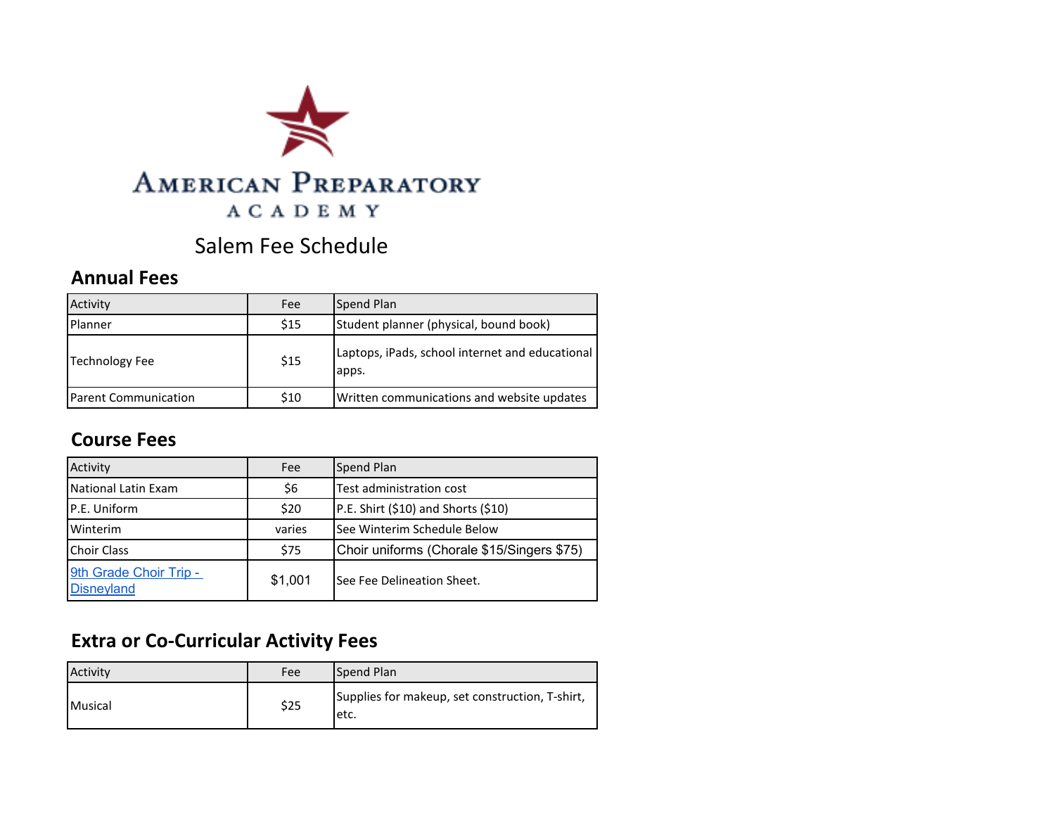# American Preparatory Academy

## Salem Fee Schedule

### Annual Fees

| Activity | Fee | Spend Plan |
|---|---|---|
| Planner | $15 | Student planner (physical, bound book) |
| Technology Fee | $15 | Laptops, iPads, school internet and educational apps. |
| Parent Communication | $10 | Written communications and website updates |

### Course Fees

| Activity | Fee | Spend Plan |
|---|---|---|
| National Latin Exam | $6 | Test administration cost |
| P.E. Uniform | $20 | P.E. Shirt ($10) and Shorts ($10) |
| Winterim | varies | See Winterim Schedule Below |
| Choir Class | $75 | Choir uniforms (Chorale $15/Singers $75) |
| 9th Grade Choir Trip - Disneyland | $1,001 | See Fee Delineation Sheet. |

### Extra or Co-Curricular Activity Fees

| Activity | Fee | Spend Plan |
|---|---|---|
| Musical | $25 | Supplies for makeup, set construction, T-shirt, etc. |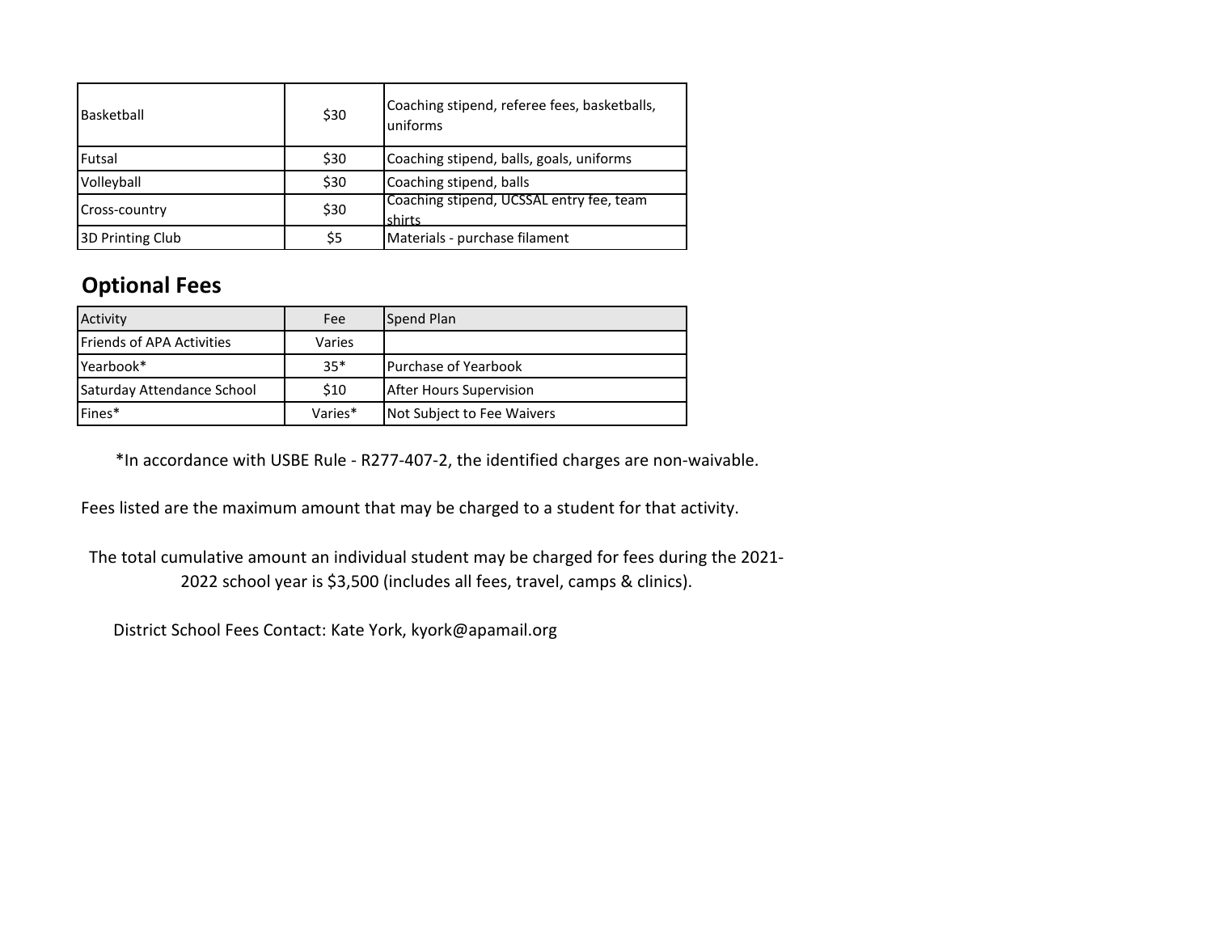| | | |
|---|---|---|
| Basketball | $30 | Coaching stipend, referee fees, basketballs, uniforms |
| Futsal | $30 | Coaching stipend, balls, goals, uniforms |
| Volleyball | $30 | Coaching stipend, balls |
| Cross-country | $30 | Coaching stipend, UCSSAL entry fee, team shirts |
| 3D Printing Club | $5 | Materials - purchase filament |

## Optional Fees

| Activity | Fee | Spend Plan |
|---|---|---|
| Friends of APA Activities | Varies | |
| Yearbook* | 35* | Purchase of Yearbook |
| Saturday Attendance School | $10 | After Hours Supervision |
| Fines* | Varies* | Not Subject to Fee Waivers |

*In accordance with USBE Rule - R277-407-2, the identified charges are non-waivable.

Fees listed are the maximum amount that may be charged to a student for that activity.

The total cumulative amount an individual student may be charged for fees during the 2021-2022 school year is $3,500 (includes all fees, travel, camps & clinics).

District School Fees Contact: Kate York, kyork@apamail.org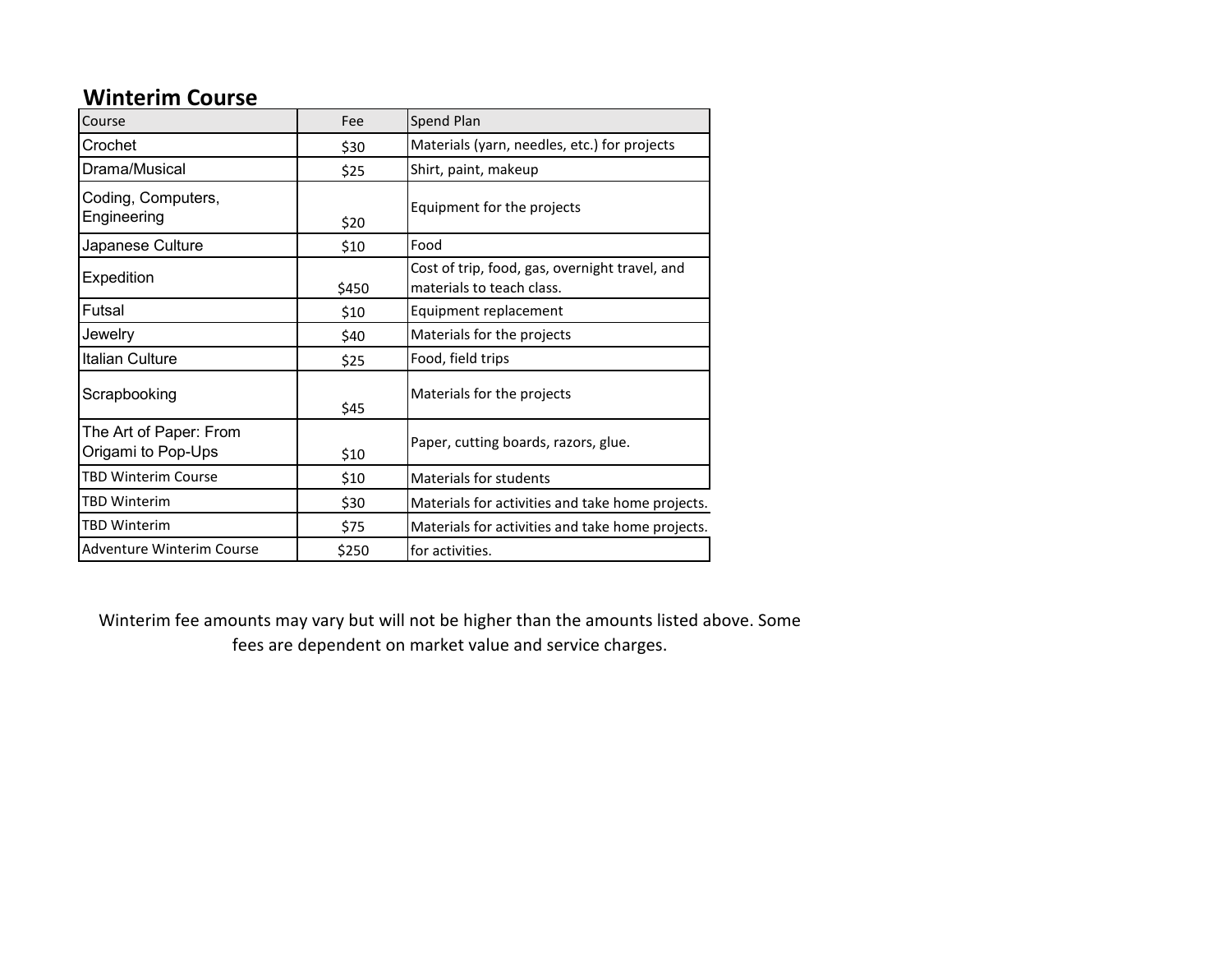## Winterim Course

| Course | Fee | Spend Plan |
|---|---|---|
| Crochet | $30 | Materials (yarn, needles, etc.) for projects |
| Drama/Musical | $25 | Shirt, paint, makeup |
| Coding, Computers, Engineering | $20 | Equipment for the projects |
| Japanese Culture | $10 | Food |
| Expedition | $450 | Cost of trip, food, gas, overnight travel, and materials to teach class. |
| Futsal | $10 | Equipment replacement |
| Jewelry | $40 | Materials for the projects |
| Italian Culture | $25 | Food, field trips |
| Scrapbooking | $45 | Materials for the projects |
| The Art of Paper: From Origami to Pop-Ups | $10 | Paper, cutting boards, razors, glue. |
| TBD Winterim Course | $10 | Materials for students |
| TBD Winterim | $30 | Materials for activities and take home projects. |
| TBD Winterim | $75 | Materials for activities and take home projects. |
| Adventure Winterim Course | $250 | for activities. |

Winterim fee amounts may vary but will not be higher than the amounts listed above. Some fees are dependent on market value and service charges.